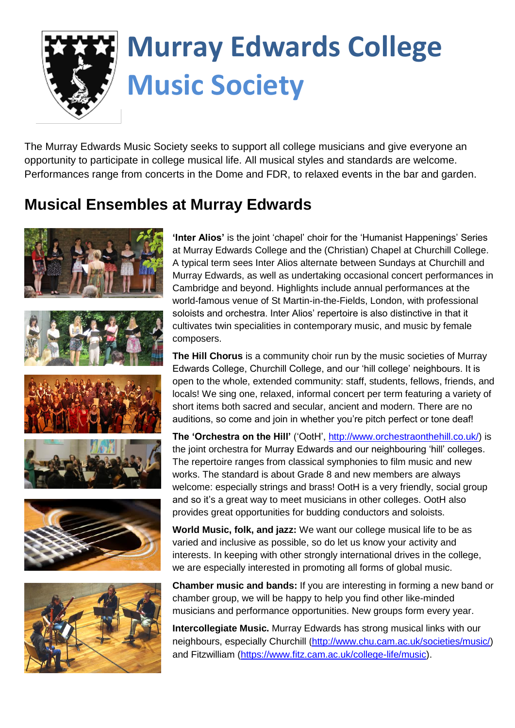# Murray Edwards College Music Society

The Murray Edwards Music Society seeks to support all college musicians and give everyone an opportunity to participate in college musical life. All musical styles and standards are welcome. Performances range from concerts in the Dome and FDR, to relaxed events in the bar and garden.

## Musical Ensembles at Murray Edwards

**'Inter Alios'** is the joint 'chapel' choir for the 'Humanist Happenings' Series at Murray Edwards College and the (Christian) Chapel at Churchill College. A typical term sees Inter Alios alternate between Sundays at Churchill and Murray Edwards, as well as undertaking occasional concert performances in Cambridge and beyond. Highlights include annual performances at the world-famous venue of St Martin-in-the-Fields, London, with professional soloists and orchestra. Inter Alios' repertoire is also distinctive in that it cultivates twin specialities in contemporary music, and music by female composers.

**The Hill Chorus** is a community choir run by the music societies of Murray Edwards College, Churchill College, and our 'hill college' neighbours. It is open to the whole, extended community: staff, students, fellows, friends, and locals! We sing one, relaxed, informal concert per term featuring a variety of short items both sacred and secular, ancient and modern. There are no auditions, so come and join in whether you're pitch perfect or tone deaf!

**The 'Orchestra on the Hill'** ('OotH', http://www.orchestraonthehill.co.uk/) is the joint orchestra for Murray Edwards and our neighbouring 'hill' colleges. The repertoire ranges from classical symphonies to film music and new works. The standard is about Grade 8 and new members are always welcome: especially strings and brass! OotH is a very friendly, social group and so it's a great way to meet musicians in other colleges. OotH also provides great opportunities for budding conductors and soloists.

**World Music, folk, and jazz:** We want our college musical life to be as varied and inclusive as possible, so do let us know your activity and interests. In keeping with other strongly international drives in the college, we are especially interested in promoting all forms of global music.

**Chamber music and bands:** If you are interesting in forming a new band or chamber group, we will be happy to help you find other like-minded musicians and performance opportunities. New groups form every year.

**Intercollegiate Music.** Murray Edwards has strong musical links with our neighbours, especially Churchill (http://www.chu.cam.ac.uk/societies/music/) and Fitzwilliam (https://www.fitz.cam.ac.uk/college-life/music).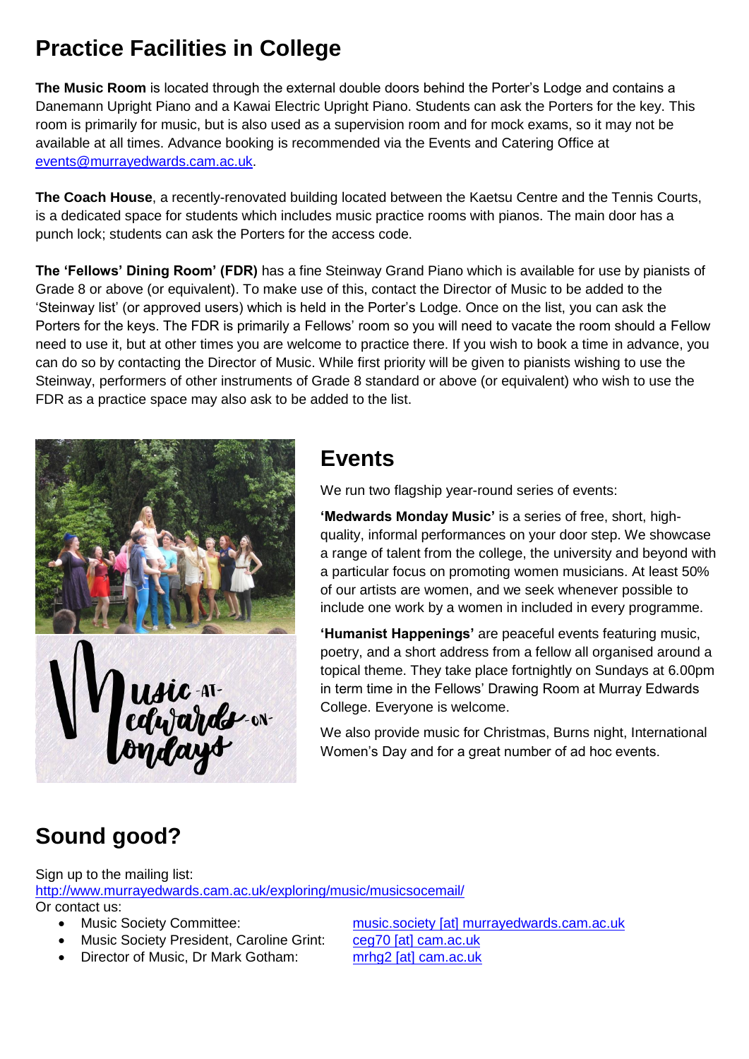# Practice Facilities in College

**The Music Room** is located through the external double doors behind the Porter's Lodge and contains a Danemann Upright Piano and a Kawai Electric Upright Piano. Students can ask the Porters for the key. This room is primarily for music, but is also used as a supervision room and for mock exams, so it may not be available at all times. Advance booking is recommended via the Events and Catering Office at events@murrayedwards.cam.ac.uk.

**The Coach House**, a recently-renovated building located between the Kaetsu Centre and the Tennis Courts, is a dedicated space for students which includes music practice rooms with pianos. The main door has a punch lock; students can ask the Porters for the access code.

**The 'Fellows' Dining Room' (FDR)** has a fine Steinway Grand Piano which is available for use by pianists of Grade 8 or above (or equivalent). To make use of this, contact the Director of Music to be added to the 'Steinway list' (or approved users) which is held in the Porter's Lodge. Once on the list, you can ask the Porters for the keys. The FDR is primarily a Fellows' room so you will need to vacate the room should a Fellow need to use it, but at other times you are welcome to practice there. If you wish to book a time in advance, you can do so by contacting the Director of Music. While first priority will be given to pianists wishing to use the Steinway, performers of other instruments of Grade 8 standard or above (or equivalent) who wish to use the FDR as a practice space may also ask to be added to the list.

Music-at-edwards-on-Mondays

## Events

We run two flagship year-round series of events:

**'Medwards Monday Music'** is a series of free, short, high-quality, informal performances on your door step. We showcase a range of talent from the college, the university and beyond with a particular focus on promoting women musicians. At least 50% of our artists are women, and we seek whenever possible to include one work by a women in included in every programme.

**'Humanist Happenings'** are peaceful events featuring music, poetry, and a short address from a fellow all organised around a topical theme. They take place fortnightly on Sundays at 6.00pm in term time in the Fellows' Drawing Room at Murray Edwards College. Everyone is welcome.

We also provide music for Christmas, Burns night, International Women's Day and for a great number of ad hoc events.

# Sound good?

Sign up to the mailing list:
http://www.murrayedwards.cam.ac.uk/exploring/music/musicsocemail/
Or contact us:

- Music Society Committee: music.society [at] murrayedwards.cam.ac.uk
- Music Society President, Caroline Grint: ceg70 [at] cam.ac.uk
- Director of Music, Dr Mark Gotham: mrhg2 [at] cam.ac.uk